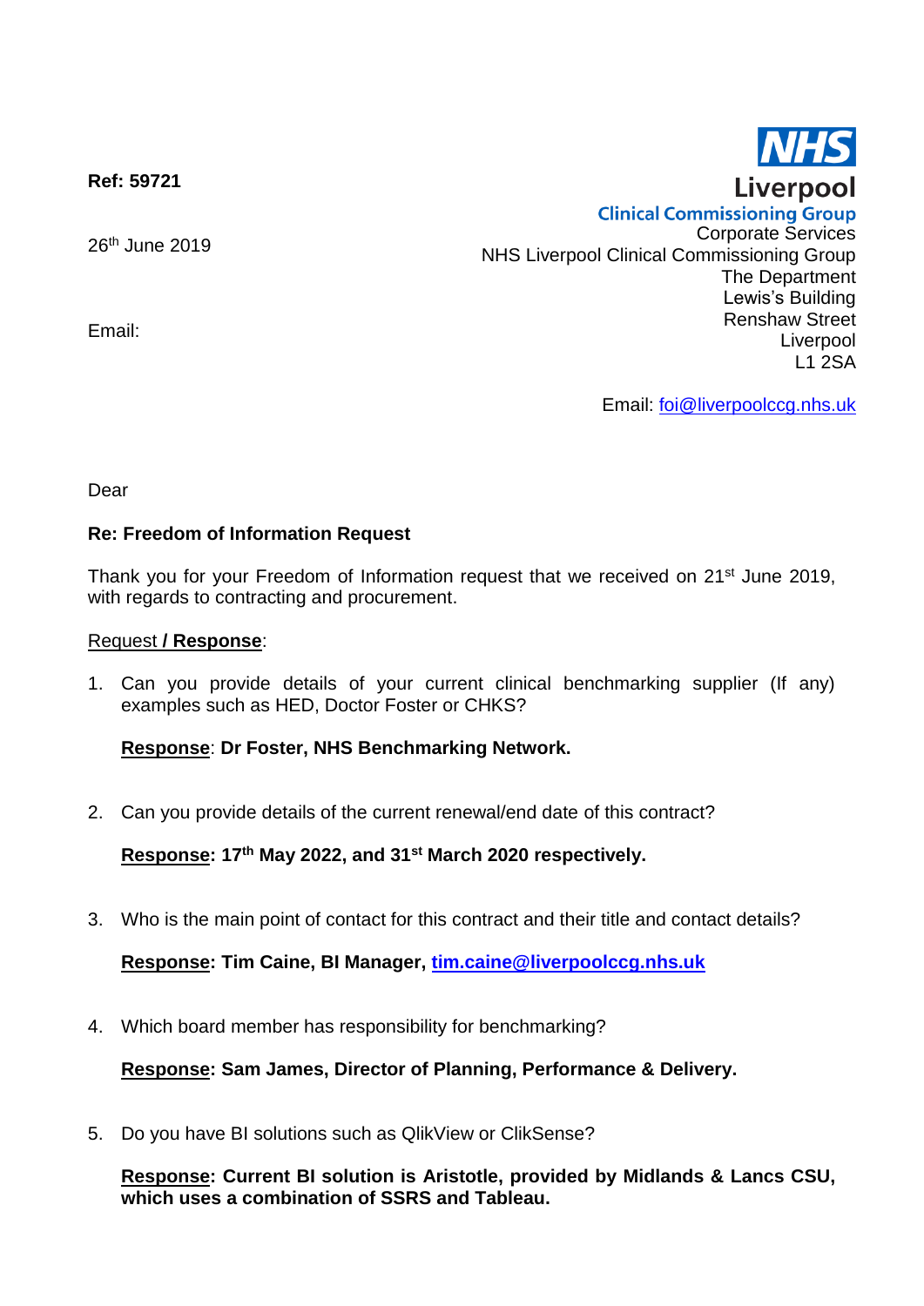**Ref: 59721**

26th June 2019

Email:

NHS
Liverpool
Clinical Commissioning Group

Corporate Services
NHS Liverpool Clinical Commissioning Group
The Department
Lewis's Building
Renshaw Street
Liverpool
L1 2SA

Email: foi@liverpoolccg.nhs.uk

Dear

**Re: Freedom of Information Request**

Thank you for your Freedom of Information request that we received on 21st June 2019, with regards to contracting and procurement.

Request **/ Response**:

1. Can you provide details of your current clinical benchmarking supplier (If any) examples such as HED, Doctor Foster or CHKS?

   **Response: Dr Foster, NHS Benchmarking Network.**

2. Can you provide details of the current renewal/end date of this contract?

   **Response: 17th May 2022, and 31st March 2020 respectively.**

3. Who is the main point of contact for this contract and their title and contact details?

   **Response: Tim Caine, BI Manager, tim.caine@liverpoolccg.nhs.uk**

4. Which board member has responsibility for benchmarking?

   **Response: Sam James, Director of Planning, Performance & Delivery.**

5. Do you have BI solutions such as QlikView or ClikSense?

   **Response: Current BI solution is Aristotle, provided by Midlands & Lancs CSU, which uses a combination of SSRS and Tableau.**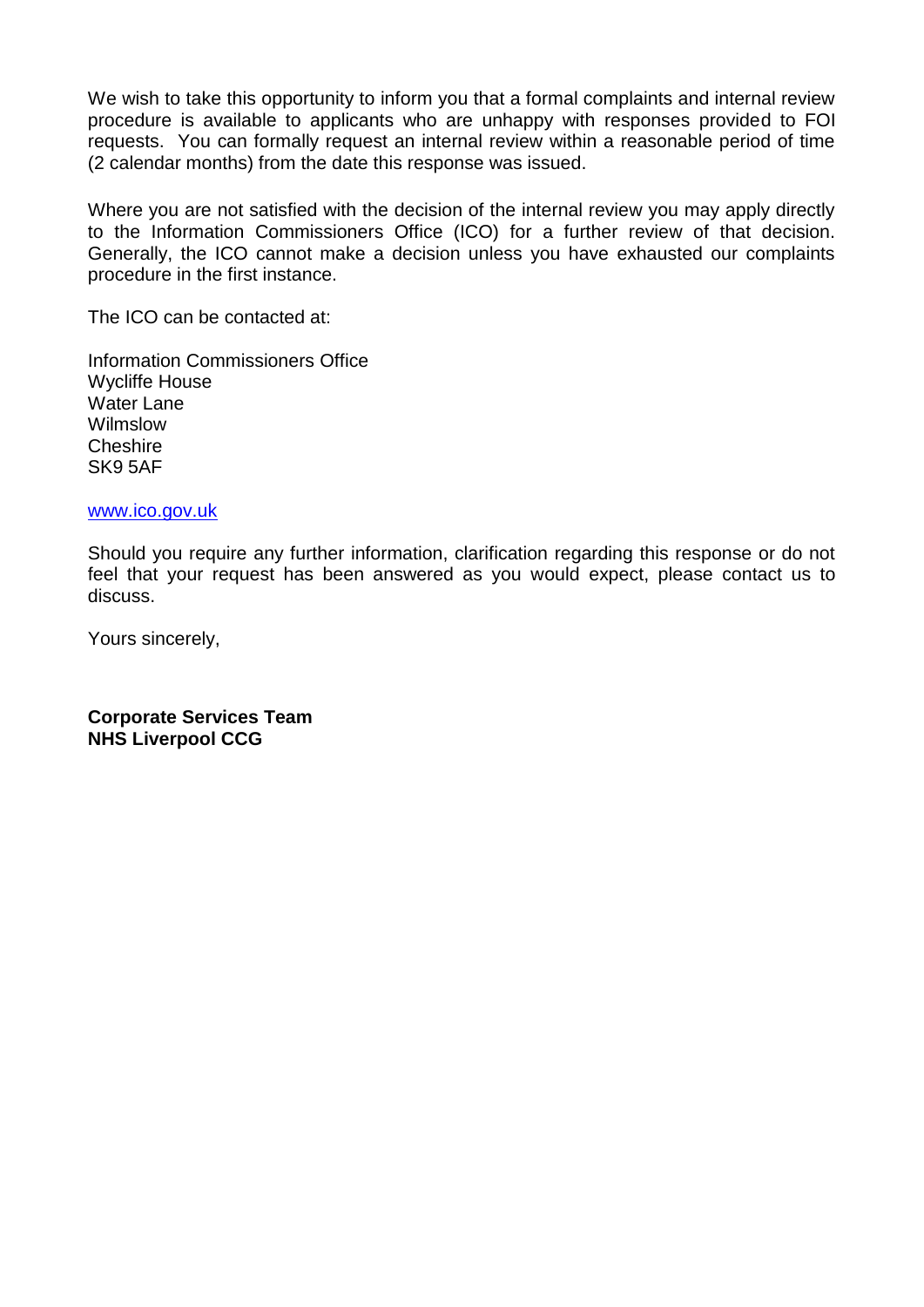We wish to take this opportunity to inform you that a formal complaints and internal review procedure is available to applicants who are unhappy with responses provided to FOI requests. You can formally request an internal review within a reasonable period of time (2 calendar months) from the date this response was issued.

Where you are not satisfied with the decision of the internal review you may apply directly to the Information Commissioners Office (ICO) for a further review of that decision. Generally, the ICO cannot make a decision unless you have exhausted our complaints procedure in the first instance.

The ICO can be contacted at:

Information Commissioners Office
Wycliffe House
Water Lane
Wilmslow
Cheshire
SK9 5AF

[www.ico.gov.uk](http://www.ico.gov.uk)

Should you require any further information, clarification regarding this response or do not feel that your request has been answered as you would expect, please contact us to discuss.

Yours sincerely,

**Corporate Services Team**
**NHS Liverpool CCG**